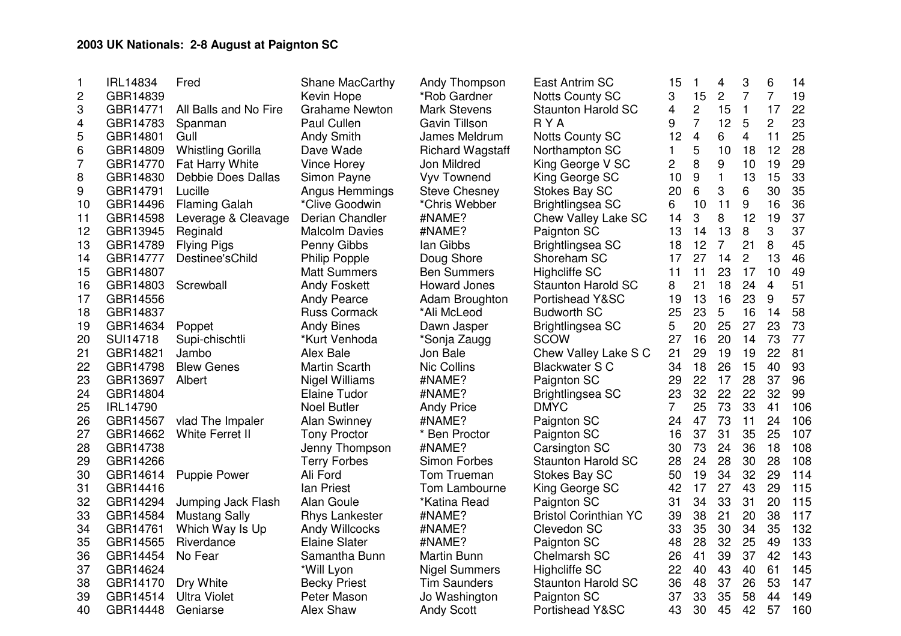**2003 UK Nationals: 2-8 August at Paignton SC**

| | | | | | | | | | | | | |
|---|---|---|---|---|---|---|---|---|---|---|---|---|
| 1 | IRL14834 | Fred | Shane MacCarthy | Andy Thompson | East Antrim SC | 15 | 1 | 4 | 3 | 6 | 14 |
| 2 | GBR14839 | | Kevin Hope | *Rob Gardner | Notts County SC | 3 | 15 | 2 | 7 | 7 | 19 |
| 3 | GBR14771 | All Balls and No Fire | Grahame Newton | Mark Stevens | Staunton Harold SC | 4 | 2 | 15 | 1 | 17 | 22 |
| 4 | GBR14783 | Spanman | Paul Cullen | Gavin Tillson | R Y A | 9 | 7 | 12 | 5 | 2 | 23 |
| 5 | GBR14801 | Gull | Andy Smith | James Meldrum | Notts County SC | 12 | 4 | 6 | 4 | 11 | 25 |
| 6 | GBR14809 | Whistling Gorilla | Dave Wade | Richard Wagstaff | Northampton SC | 1 | 5 | 10 | 18 | 12 | 28 |
| 7 | GBR14770 | Fat Harry White | Vince Horey | Jon Mildred | King George V SC | 2 | 8 | 9 | 10 | 19 | 29 |
| 8 | GBR14830 | Debbie Does Dallas | Simon Payne | Vyv Townend | King George SC | 10 | 9 | 1 | 13 | 15 | 33 |
| 9 | GBR14791 | Lucille | Angus Hemmings | Steve Chesney | Stokes Bay SC | 20 | 6 | 3 | 6 | 30 | 35 |
| 10 | GBR14496 | Flaming Galah | *Clive Goodwin | *Chris Webber | Brightlingsea SC | 6 | 10 | 11 | 9 | 16 | 36 |
| 11 | GBR14598 | Leverage & Cleavage | Derian Chandler | #NAME? | Chew Valley Lake SC | 14 | 3 | 8 | 12 | 19 | 37 |
| 12 | GBR13945 | Reginald | Malcolm Davies | #NAME? | Paignton SC | 13 | 14 | 13 | 8 | 3 | 37 |
| 13 | GBR14789 | Flying Pigs | Penny Gibbs | Ian Gibbs | Brightlingsea SC | 18 | 12 | 7 | 21 | 8 | 45 |
| 14 | GBR14777 | Destinee'sChild | Philip Popple | Doug Shore | Shoreham SC | 17 | 27 | 14 | 2 | 13 | 46 |
| 15 | GBR14807 | | Matt Summers | Ben Summers | Highcliffe SC | 11 | 11 | 23 | 17 | 10 | 49 |
| 16 | GBR14803 | Screwball | Andy Foskett | Howard Jones | Staunton Harold SC | 8 | 21 | 18 | 24 | 4 | 51 |
| 17 | GBR14556 | | Andy Pearce | Adam Broughton | Portishead Y&SC | 19 | 13 | 16 | 23 | 9 | 57 |
| 18 | GBR14837 | | Russ Cormack | *Ali McLeod | Budworth SC | 25 | 23 | 5 | 16 | 14 | 58 |
| 19 | GBR14634 | Poppet | Andy Bines | Dawn Jasper | Brightlingsea SC | 5 | 20 | 25 | 27 | 23 | 73 |
| 20 | SUI14718 | Supi-chischtli | *Kurt Venhoda | *Sonja Zaugg | SCOW | 27 | 16 | 20 | 14 | 73 | 77 |
| 21 | GBR14821 | Jambo | Alex Bale | Jon Bale | Chew Valley Lake S C | 21 | 29 | 19 | 19 | 22 | 81 |
| 22 | GBR14798 | Blew Genes | Martin Scarth | Nic Collins | Blackwater S C | 34 | 18 | 26 | 15 | 40 | 93 |
| 23 | GBR13697 | Albert | Nigel Williams | #NAME? | Paignton SC | 29 | 22 | 17 | 28 | 37 | 96 |
| 24 | GBR14804 | | Elaine Tudor | #NAME? | Brightlingsea SC | 23 | 32 | 22 | 22 | 32 | 99 |
| 25 | IRL14790 | | Noel Butler | Andy Price | DMYC | 7 | 25 | 73 | 33 | 41 | 106 |
| 26 | GBR14567 | vlad The Impaler | Alan Swinney | #NAME? | Paignton SC | 24 | 47 | 73 | 11 | 24 | 106 |
| 27 | GBR14662 | White Ferret II | Tony Proctor | * Ben Proctor | Paignton SC | 16 | 37 | 31 | 35 | 25 | 107 |
| 28 | GBR14738 | | Jenny Thompson | #NAME? | Carsington SC | 30 | 73 | 24 | 36 | 18 | 108 |
| 29 | GBR14266 | | Terry Forbes | Simon Forbes | Staunton Harold SC | 28 | 24 | 28 | 30 | 28 | 108 |
| 30 | GBR14614 | Puppie Power | Ali Ford | Tom Trueman | Stokes Bay SC | 50 | 19 | 34 | 32 | 29 | 114 |
| 31 | GBR14416 | | Ian Priest | Tom Lambourne | King George SC | 42 | 17 | 27 | 43 | 29 | 115 |
| 32 | GBR14294 | Jumping Jack Flash | Alan Goule | *Katina Read | Paignton SC | 31 | 34 | 33 | 31 | 20 | 115 |
| 33 | GBR14584 | Mustang Sally | Rhys Lankester | #NAME? | Bristol Corinthian YC | 39 | 38 | 21 | 20 | 38 | 117 |
| 34 | GBR14761 | Which Way Is Up | Andy Willcocks | #NAME? | Clevedon SC | 33 | 35 | 30 | 34 | 35 | 132 |
| 35 | GBR14565 | Riverdance | Elaine Slater | #NAME? | Paignton SC | 48 | 28 | 32 | 25 | 49 | 133 |
| 36 | GBR14454 | No Fear | Samantha Bunn | Martin Bunn | Chelmarsh SC | 26 | 41 | 39 | 37 | 42 | 143 |
| 37 | GBR14624 | | *Will Lyon | Nigel Summers | Highcliffe SC | 22 | 40 | 43 | 40 | 61 | 145 |
| 38 | GBR14170 | Dry White | Becky Priest | Tim Saunders | Staunton Harold SC | 36 | 48 | 37 | 26 | 53 | 147 |
| 39 | GBR14514 | Ultra Violet | Peter Mason | Jo Washington | Paignton SC | 37 | 33 | 35 | 58 | 44 | 149 |
| 40 | GBR14448 | Geniarse | Alex Shaw | Andy Scott | Portishead Y&SC | 43 | 30 | 45 | 42 | 57 | 160 |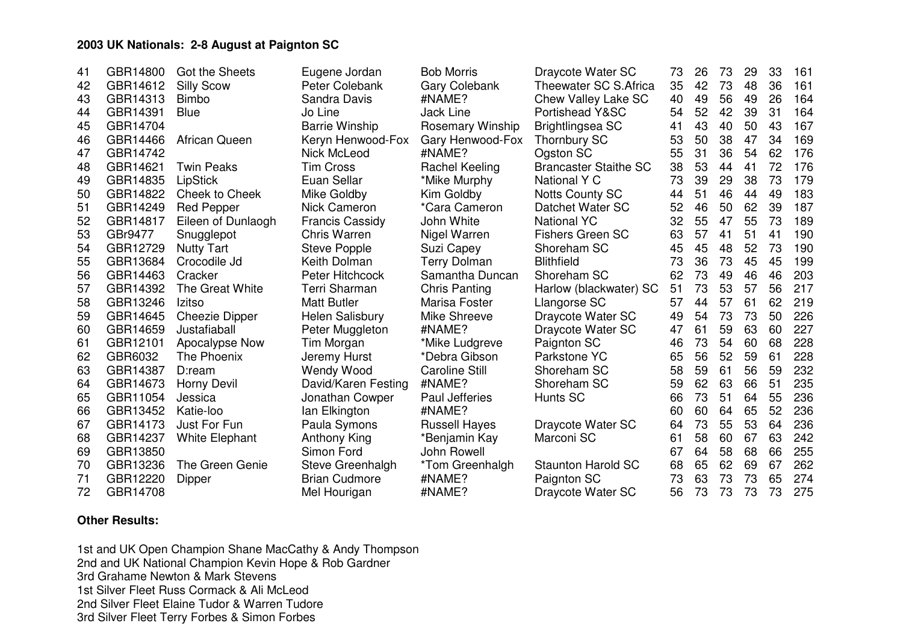**2003 UK Nationals: 2-8 August at Paignton SC**

| | | | | | | | | | | | | |
|---|---|---|---|---|---|---|---|---|---|---|---|---|
| 41 | GBR14800 | Got the Sheets | Eugene Jordan | Bob Morris | Draycote Water SC | 73 | 26 | 73 | 29 | 33 | 161 |
| 42 | GBR14612 | Silly Scow | Peter Colebank | Gary Colebank | Theewater SC S.Africa | 35 | 42 | 73 | 48 | 36 | 161 |
| 43 | GBR14313 | Bimbo | Sandra Davis | #NAME? | Chew Valley Lake SC | 40 | 49 | 56 | 49 | 26 | 164 |
| 44 | GBR14391 | Blue | Jo Line | Jack Line | Portishead Y&SC | 54 | 52 | 42 | 39 | 31 | 164 |
| 45 | GBR14704 | | Barrie Winship | Rosemary Winship | Brightlingsea SC | 41 | 43 | 40 | 50 | 43 | 167 |
| 46 | GBR14466 | African Queen | Keryn Henwood-Fox | Gary Henwood-Fox | Thornbury SC | 53 | 50 | 38 | 47 | 34 | 169 |
| 47 | GBR14742 | | Nick McLeod | #NAME? | Ogston SC | 55 | 31 | 36 | 54 | 62 | 176 |
| 48 | GBR14621 | Twin Peaks | Tim Cross | Rachel Keeling | Brancaster Staithe SC | 38 | 53 | 44 | 41 | 72 | 176 |
| 49 | GBR14835 | LipStick | Euan Sellar | *Mike Murphy | National Y C | 73 | 39 | 29 | 38 | 73 | 179 |
| 50 | GBR14822 | Cheek to Cheek | Mike Goldby | Kim Goldby | Notts County SC | 44 | 51 | 46 | 44 | 49 | 183 |
| 51 | GBR14249 | Red Pepper | Nick Cameron | *Cara Cameron | Datchet Water SC | 52 | 46 | 50 | 62 | 39 | 187 |
| 52 | GBR14817 | Eileen of Dunlaogh | Francis Cassidy | John White | National YC | 32 | 55 | 47 | 55 | 73 | 189 |
| 53 | GBr9477 | Snugglepot | Chris Warren | Nigel Warren | Fishers Green SC | 63 | 57 | 41 | 51 | 41 | 190 |
| 54 | GBR12729 | Nutty Tart | Steve Popple | Suzi Capey | Shoreham SC | 45 | 45 | 48 | 52 | 73 | 190 |
| 55 | GBR13684 | Crocodile Jd | Keith Dolman | Terry Dolman | Blithfield | 73 | 36 | 73 | 45 | 45 | 199 |
| 56 | GBR14463 | Cracker | Peter Hitchcock | Samantha Duncan | Shoreham SC | 62 | 73 | 49 | 46 | 46 | 203 |
| 57 | GBR14392 | The Great White | Terri Sharman | Chris Panting | Harlow (blackwater) SC | 51 | 73 | 53 | 57 | 56 | 217 |
| 58 | GBR13246 | Izitso | Matt Butler | Marisa Foster | Llangorse SC | 57 | 44 | 57 | 61 | 62 | 219 |
| 59 | GBR14645 | Cheezie Dipper | Helen Salisbury | Mike Shreeve | Draycote Water SC | 49 | 54 | 73 | 73 | 50 | 226 |
| 60 | GBR14659 | Justafiaball | Peter Muggleton | #NAME? | Draycote Water SC | 47 | 61 | 59 | 63 | 60 | 227 |
| 61 | GBR12101 | Apocalypse Now | Tim Morgan | *Mike Ludgreve | Paignton SC | 46 | 73 | 54 | 60 | 68 | 228 |
| 62 | GBR6032 | The Phoenix | Jeremy Hurst | *Debra Gibson | Parkstone YC | 65 | 56 | 52 | 59 | 61 | 228 |
| 63 | GBR14387 | D:ream | Wendy Wood | Caroline Still | Shoreham SC | 58 | 59 | 61 | 56 | 59 | 232 |
| 64 | GBR14673 | Horny Devil | David/Karen Festing | #NAME? | Shoreham SC | 59 | 62 | 63 | 66 | 51 | 235 |
| 65 | GBR11054 | Jessica | Jonathan Cowper | Paul Jefferies | Hunts SC | 66 | 73 | 51 | 64 | 55 | 236 |
| 66 | GBR13452 | Katie-loo | Ian Elkington | #NAME? | | 60 | 60 | 64 | 65 | 52 | 236 |
| 67 | GBR14173 | Just For Fun | Paula Symons | Russell Hayes | Draycote Water SC | 64 | 73 | 55 | 53 | 64 | 236 |
| 68 | GBR14237 | White Elephant | Anthony King | *Benjamin Kay | Marconi SC | 61 | 58 | 60 | 67 | 63 | 242 |
| 69 | GBR13850 | | Simon Ford | John Rowell | | 67 | 64 | 58 | 68 | 66 | 255 |
| 70 | GBR13236 | The Green Genie | Steve Greenhalgh | *Tom Greenhalgh | Staunton Harold SC | 68 | 65 | 62 | 69 | 67 | 262 |
| 71 | GBR12220 | Dipper | Brian Cudmore | #NAME? | Paignton SC | 73 | 63 | 73 | 73 | 65 | 274 |
| 72 | GBR14708 | | Mel Hourigan | #NAME? | Draycote Water SC | 56 | 73 | 73 | 73 | 73 | 275 |

**Other Results:**

1st and UK Open Champion Shane MacCathy & Andy Thompson
2nd and UK National Champion Kevin Hope & Rob Gardner
3rd Grahame Newton & Mark Stevens
1st Silver Fleet Russ Cormack & Ali McLeod
2nd Silver Fleet Elaine Tudor & Warren Tudore
3rd Silver Fleet Terry Forbes & Simon Forbes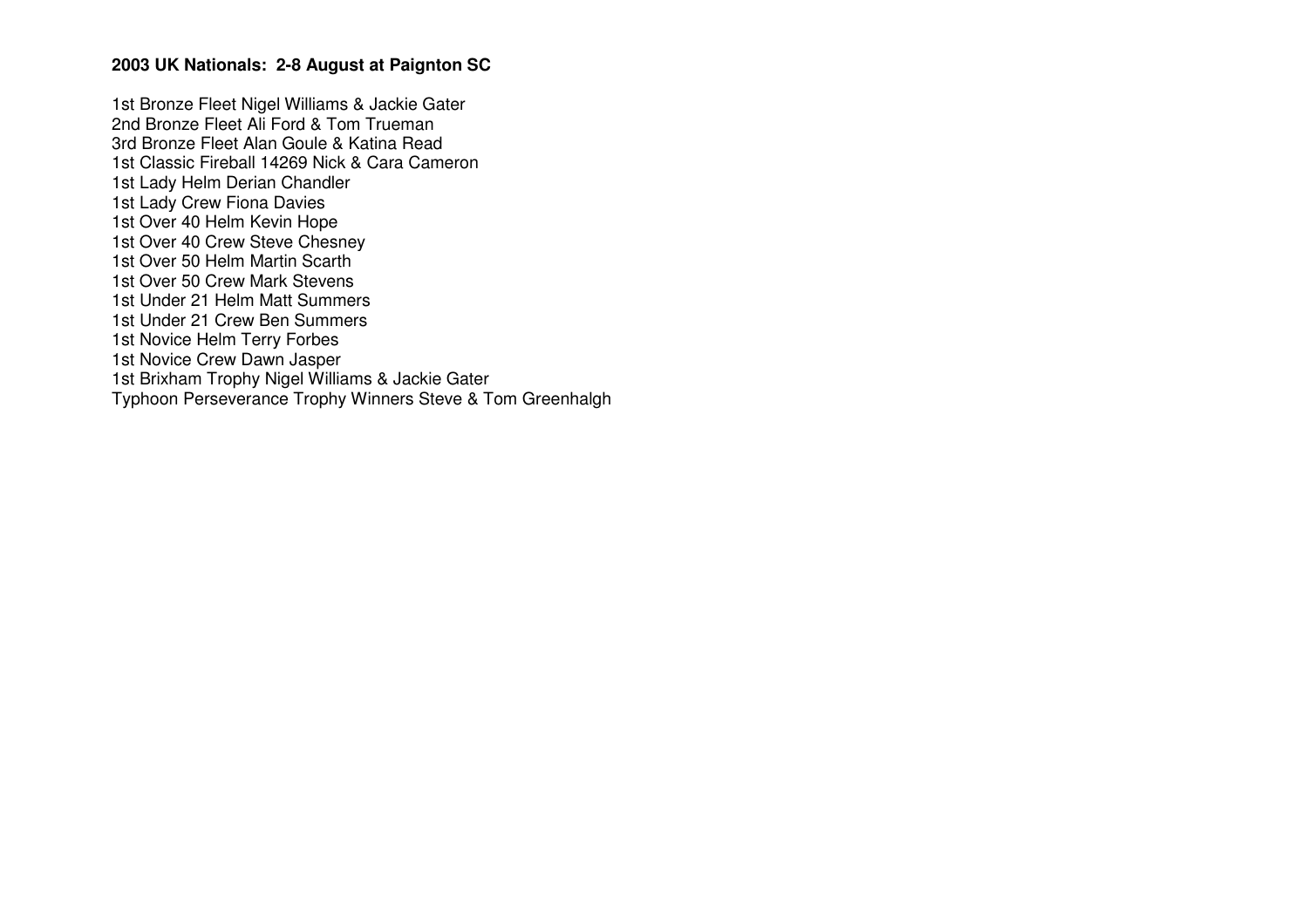**2003 UK Nationals: 2-8 August at Paignton SC**

1st Bronze Fleet Nigel Williams & Jackie Gater  
2nd Bronze Fleet Ali Ford & Tom Trueman  
3rd Bronze Fleet Alan Goule & Katina Read  
1st Classic Fireball 14269 Nick & Cara Cameron  
1st Lady Helm Derian Chandler  
1st Lady Crew Fiona Davies  
1st Over 40 Helm Kevin Hope  
1st Over 40 Crew Steve Chesney  
1st Over 50 Helm Martin Scarth  
1st Over 50 Crew Mark Stevens  
1st Under 21 Helm Matt Summers  
1st Under 21 Crew Ben Summers  
1st Novice Helm Terry Forbes  
1st Novice Crew Dawn Jasper  
1st Brixham Trophy Nigel Williams & Jackie Gater  
Typhoon Perseverance Trophy Winners Steve & Tom Greenhalgh